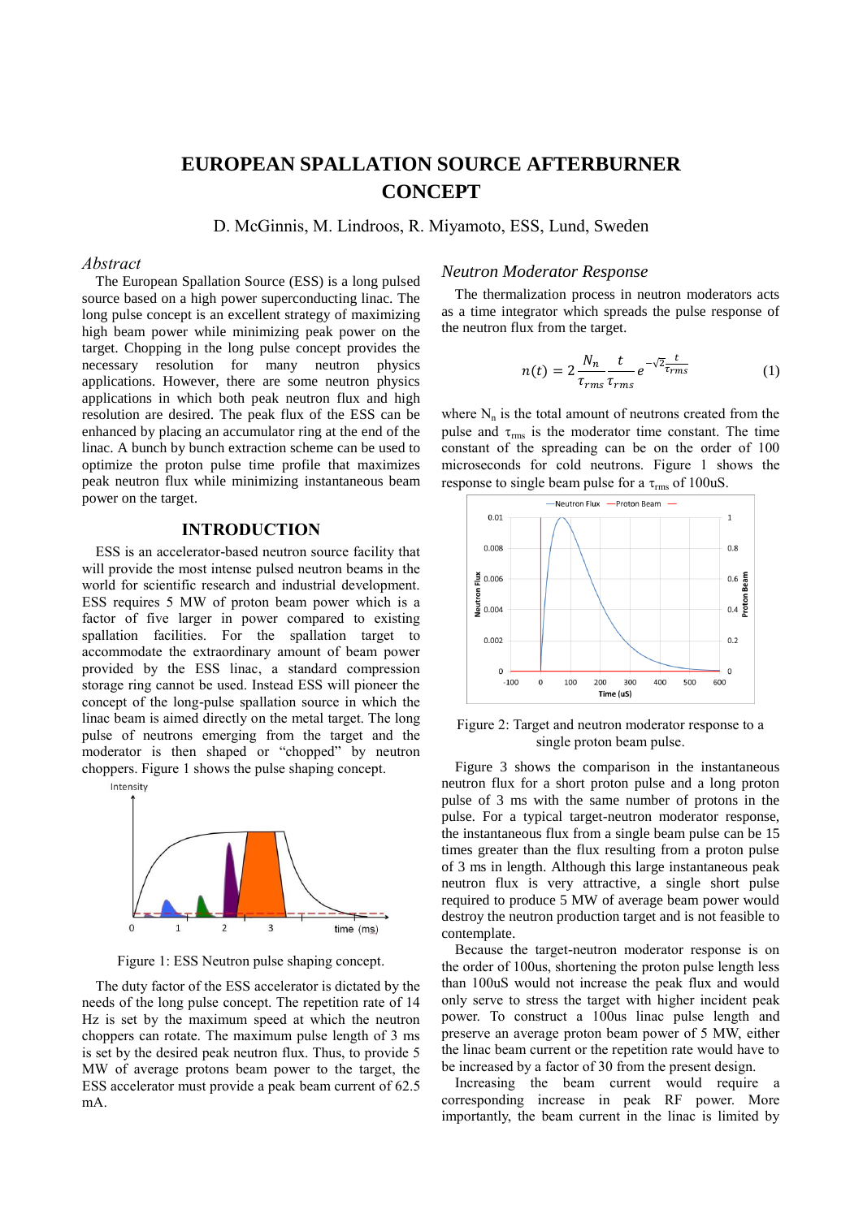# EUROPEAN SPALLATION SOURCE AFTERBURNER CONCEPT

D. McGinnis, M. Lindroos, R. Miyamoto, ESS, Lund, Sweden

### *Abstract*

The European Spallation Source (ESS) is a long pulsed source based on a high power superconducting linac. The long pulse concept is an excellent strategy of maximizing high beam power while minimizing peak power on the target. Chopping in the long pulse concept provides the necessary resolution for many neutron physics applications. However, there are some neutron physics applications in which both peak neutron flux and high resolution are desired. The peak flux of the ESS can be enhanced by placing an accumulator ring at the end of the linac. A bunch by bunch extraction scheme can be used to optimize the proton pulse time profile that maximizes peak neutron flux while minimizing instantaneous beam power on the target.

## INTRODUCTION

ESS is an accelerator-based neutron source facility that will provide the most intense pulsed neutron beams in the world for scientific research and industrial development. ESS requires 5 MW of proton beam power which is a factor of five larger in power compared to existing spallation facilities. For the spallation target to accommodate the extraordinary amount of beam power provided by the ESS linac, a standard compression storage ring cannot be used. Instead ESS will pioneer the concept of the long-pulse spallation source in which the linac beam is aimed directly on the metal target. The long pulse of neutrons emerging from the target and the moderator is then shaped or "chopped" by neutron choppers. Figure 1 shows the pulse shaping concept.

Figure 1: ESS Neutron pulse shaping concept.

The duty factor of the ESS accelerator is dictated by the needs of the long pulse concept. The repetition rate of 14 Hz is set by the maximum speed at which the neutron choppers can rotate. The maximum pulse length of 3 ms is set by the desired peak neutron flux. Thus, to provide 5 MW of average protons beam power to the target, the ESS accelerator must provide a peak beam current of 62.5 mA.

### *Neutron Moderator Response*

The thermalization process in neutron moderators acts as a time integrator which spreads the pulse response of the neutron flux from the target.

$$n(t) = 2\frac{N_n}{\tau_{rms}}\frac{t}{\tau_{rms}}e^{-\sqrt{2}\frac{t}{\tau_{rms}}} \qquad (1)$$

where $N_n$ is the total amount of neutrons created from the pulse and $\tau_{rms}$ is the moderator time constant. The time constant of the spreading can be on the order of 100 microseconds for cold neutrons. Figure 1 shows the response to single beam pulse for a $\tau_{rms}$ of 100uS.

Figure 2: Target and neutron moderator response to a single proton beam pulse.

Figure 3 shows the comparison in the instantaneous neutron flux for a short proton pulse and a long proton pulse of 3 ms with the same number of protons in the pulse. For a typical target-neutron moderator response, the instantaneous flux from a single beam pulse can be 15 times greater than the flux resulting from a proton pulse of 3 ms in length. Although this large instantaneous peak neutron flux is very attractive, a single short pulse required to produce 5 MW of average beam power would destroy the neutron production target and is not feasible to contemplate.

Because the target-neutron moderator response is on the order of 100us, shortening the proton pulse length less than 100uS would not increase the peak flux and would only serve to stress the target with higher incident peak power. To construct a 100us linac pulse length and preserve an average proton beam power of 5 MW, either the linac beam current or the repetition rate would have to be increased by a factor of 30 from the present design.

Increasing the beam current would require a corresponding increase in peak RF power. More importantly, the beam current in the linac is limited by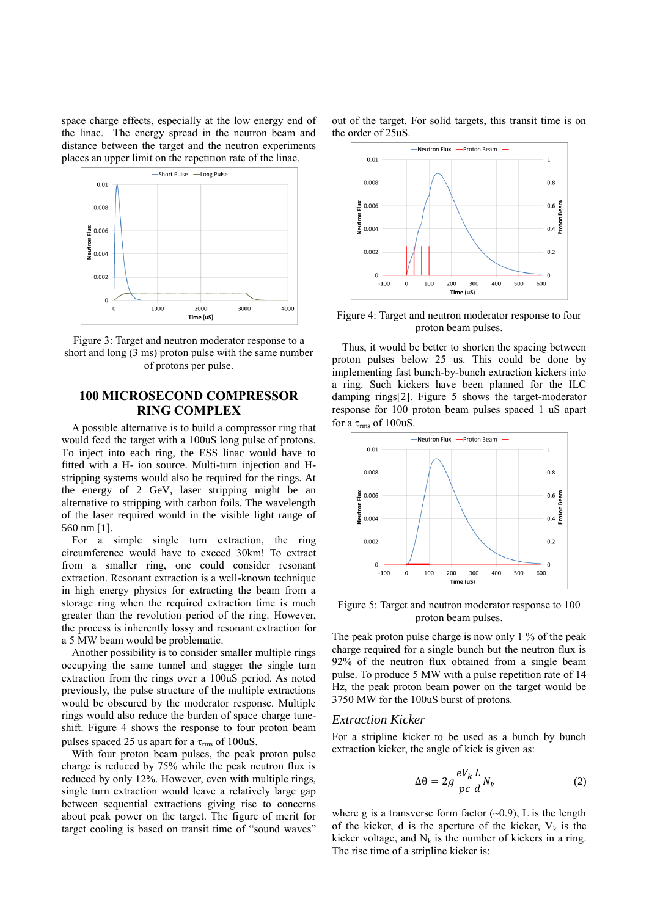space charge effects, especially at the low energy end of the linac. The energy spread in the neutron beam and distance between the target and the neutron experiments places an upper limit on the repetition rate of the linac.

Figure 3: Target and neutron moderator response to a short and long (3 ms) proton pulse with the same number of protons per pulse.

## 100 MICROSECOND COMPRESSOR RING COMPLEX

A possible alternative is to build a compressor ring that would feed the target with a 100uS long pulse of protons. To inject into each ring, the ESS linac would have to fitted with a H- ion source. Multi-turn injection and H-stripping systems would also be required for the rings. At the energy of 2 GeV, laser stripping might be an alternative to stripping with carbon foils. The wavelength of the laser required would in the visible light range of 560 nm [1].

For a simple single turn extraction, the ring circumference would need to exceed 30km! To extract from a smaller ring, one could consider resonant extraction. Resonant extraction is a well-known technique in high energy physics for extracting the beam from a storage ring when the required extraction time is much greater than the revolution period of the ring. However, the process is inherently lossy and resonant extraction for a 5 MW beam would be problematic.

Another possibility is to consider smaller multiple rings occupying the same tunnel and stagger the single turn extraction from the rings over a 100uS period. As noted previously, the pulse structure of the multiple extractions would be obscured by the moderator response. Multiple rings would also reduce the burden of space charge tune-shift. Figure 4 shows the response to four proton beam pulses spaced 25 us apart for a $\tau_{rms}$ of 100uS.

With four proton beam pulses, the peak proton pulse charge is reduced by 75% while the peak neutron flux is reduced by only 12%. However, even with multiple rings, single turn extraction would leave a relatively large gap between sequential extractions giving rise to concerns about peak power on the target. The figure of merit for target cooling is based on transit time of "sound waves" out of the target. For solid targets, this transit time is on the order of 25uS.

Figure 4: Target and neutron moderator response to four proton beam pulses.

Thus, it would be better to shorten the spacing between proton pulses below 25 us. This could be done by implementing fast bunch-by-bunch extraction kickers into a ring. Such kickers have been planned for the ILC damping rings[2]. Figure 5 shows the target-moderator response for 100 proton beam pulses spaced 1 uS apart for a $\tau_{rms}$ of 100uS.

Figure 5: Target and neutron moderator response to 100 proton beam pulses.

The peak proton pulse charge is now only 1 % of the peak charge required for a single bunch but the neutron flux is 92% of the neutron flux obtained from a single beam pulse. To produce 5 MW with a pulse repetition rate of 14 Hz, the peak proton beam power on the target would be 3750 MW for the 100uS burst of protons.

### *Extraction Kicker*

For a stripline kicker to be used as a bunch by bunch extraction kicker, the angle of kick is given as:

$$\Delta\theta = 2g\frac{eV_k}{pc}\frac{L}{d}N_k \qquad (2)$$

where g is a transverse form factor (~0.9), L is the length of the kicker, d is the aperture of the kicker, $V_k$ is the kicker voltage, and $N_k$ is the number of kickers in a ring. The rise time of a stripline kicker is: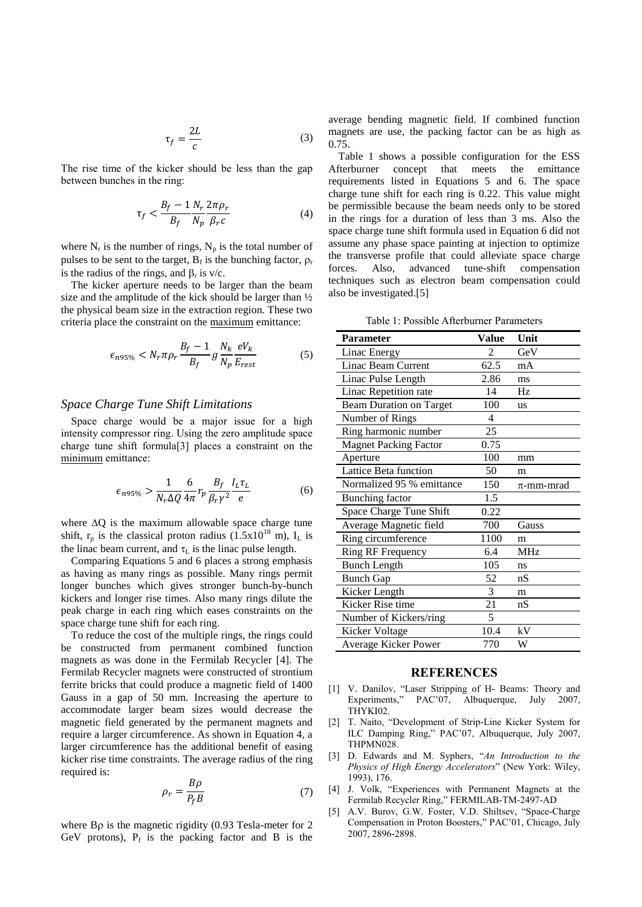$$\tau_f = \frac{2L}{c} \tag{3}$$

The rise time of the kicker should be less than the gap between bunches in the ring:

$$\tau_f < \frac{B_f - 1}{B_f} \frac{N_r}{N_p} \frac{2\pi\rho_r}{\beta_r c} \tag{4}$$

where $N_r$ is the number of rings, $N_p$ is the total number of pulses to be sent to the target, $B_f$ is the bunching factor, $\rho_r$ is the radius of the rings, and $\beta_r$ is v/c.

The kicker aperture needs to be larger than the beam size and the amplitude of the kick should be larger than ½ the physical beam size in the extraction region. These two criteria place the constraint on the maximum emittance:

$$\epsilon_{n95\%} < N_r \pi \rho_r \frac{B_f - 1}{B_f} g \frac{N_k}{N_p} \frac{eV_k}{E_{rest}} \tag{5}$$

### *Space Charge Tune Shift Limitations*

Space charge would be a major issue for a high intensity compressor ring. Using the zero amplitude space charge tune shift formula[3] places a constraint on the minimum emittance:

$$\epsilon_{n95\%} > \frac{1}{N_r \Delta Q} \frac{6}{4\pi} r_p \frac{B_f}{\beta_r \gamma^2} \frac{I_L \tau_L}{e} \tag{6}$$

where $\Delta Q$ is the maximum allowable space charge tune shift, $r_p$ is the classical proton radius ($1.5 \times 10^{18}$ m), $I_L$ is the linac beam current, and $\tau_L$ is the linac pulse length.

Comparing Equations 5 and 6 places a strong emphasis as having as many rings as possible. Many rings permit longer bunches which gives stronger bunch-by-bunch kickers and longer rise times. Also many rings dilute the peak charge in each ring which eases constraints on the space charge tune shift for each ring.

To reduce the cost of the multiple rings, the rings could be constructed from permanent combined function magnets as was done in the Fermilab Recycler [4]. The Fermilab Recycler magnets were constructed of strontium ferrite bricks that could produce a magnetic field of 1400 Gauss in a gap of 50 mm. Increasing the aperture to accommodate larger beam sizes would decrease the magnetic field generated by the permanent magnets and require a larger circumference. As shown in Equation 4, a larger circumference has the additional benefit of easing kicker rise time constraints. The average radius of the ring required is:

$$\rho_r = \frac{B\rho}{P_f B} \tag{7}$$

where $B\rho$ is the magnetic rigidity (0.93 Tesla-meter for 2 GeV protons), $P_f$ is the packing factor and B is the average bending magnetic field. If combined function magnets are use, the packing factor can be as high as 0.75.

Table 1 shows a possible configuration for the ESS Afterburner concept that meets the emittance requirements listed in Equations 5 and 6. The space charge tune shift for each ring is 0.22. This value might be permissible because the beam needs only to be stored in the rings for a duration of less than 3 ms. Also the space charge tune shift formula used in Equation 6 did not assume any phase space painting at injection to optimize the transverse profile that could alleviate space charge forces. Also, advanced tune-shift compensation techniques such as electron beam compensation could also be investigated.[5]

Table 1: Possible Afterburner Parameters

| Parameter | Value | Unit |
|---|---|---|
| Linac Energy | 2 | GeV |
| Linac Beam Current | 62.5 | mA |
| Linac Pulse Length | 2.86 | ms |
| Linac Repetition rate | 14 | Hz |
| Beam Duration on Target | 100 | us |
| Number of Rings | 4 | |
| Ring harmonic number | 25 | |
| Magnet Packing Factor | 0.75 | |
| Aperture | 100 | mm |
| Lattice Beta function | 50 | m |
| Normalized 95 % emittance | 150 | π-mm-mrad |
| Bunching factor | 1.5 | |
| Space Charge Tune Shift | 0.22 | |
| Average Magnetic field | 700 | Gauss |
| Ring circumference | 1100 | m |
| Ring RF Frequency | 6.4 | MHz |
| Bunch Length | 105 | ns |
| Bunch Gap | 52 | nS |
| Kicker Length | 3 | m |
| Kicker Rise time | 21 | nS |
| Number of Kickers/ring | 5 | |
| Kicker Voltage | 10.4 | kV |
| Average Kicker Power | 770 | W |

## REFERENCES

[1] V. Danilov, "Laser Stripping of H- Beams: Theory and Experiments," PAC'07, Albuquerque, July 2007, THYKI02.

[2] T. Naito, "Development of Strip-Line Kicker System for ILC Damping Ring," PAC'07, Albuquerque, July 2007, THPMN028.

[3] D. Edwards and M. Syphers, "*An Introduction to the Physics of High Energy Accelerators*" (New York: Wiley, 1993), 176.

[4] J. Volk, "Experiences with Permanent Magnets at the Fermilab Recycler Ring," FERMILAB-TM-2497-AD

[5] A.V. Burov, G.W. Foster, V.D. Shiltsev, "Space-Charge Compensation in Proton Boosters," PAC'01, Chicago, July 2007, 2896-2898.